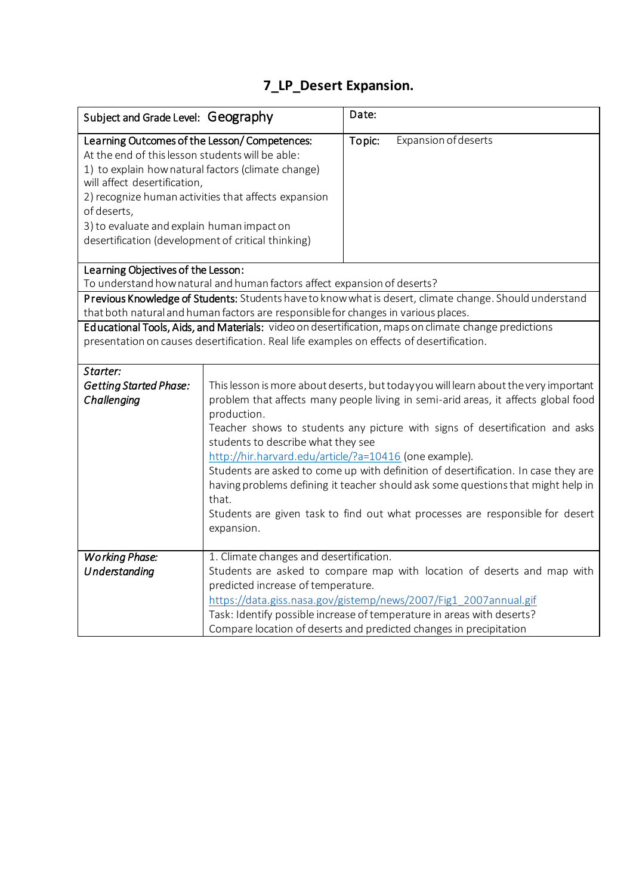# 7_LP_Desert Expansion.

| Subject and Grade Level: Geography | Date: |
|---|---|
| **Learning Outcomes of the Lesson/ Competences:**<br>At the end of this lesson students will be able:<br>1) to explain how natural factors (climate change) will affect desertification,<br>2) recognize human activities that affects expansion of deserts,<br>3) to evaluate and explain human impact on desertification (development of critical thinking) | **Topic:** Expansion of deserts |

**Learning Objectives of the Lesson:**
To understand how natural and human factors affect expansion of deserts?

**Previous Knowledge of Students:** Students have to know what is desert, climate change. Should understand that both natural and human factors are responsible for changes in various places.

**Educational Tools, Aids, and Materials:** video on desertification, maps on climate change predictions presentation on causes desertification. Real life examples on effects of desertification.

| Phase | Description |
|---|---|
| *Starter:*<br>***Getting Started Phase: Challenging*** | This lesson is more about deserts, but today you will learn about the very important problem that affects many people living in semi-arid areas, it affects global food production.<br>Teacher shows to students any picture with signs of desertification and asks students to describe what they see<br>http://hir.harvard.edu/article/?a=10416 (one example).<br>Students are asked to come up with definition of desertification. In case they are having problems defining it teacher should ask some questions that might help in that.<br>Students are given task to find out what processes are responsible for desert expansion. |
| ***Working Phase: Understanding*** | 1. Climate changes and desertification.<br>Students are asked to compare map with location of deserts and map with predicted increase of temperature.<br>https://data.giss.nasa.gov/gistemp/news/2007/Fig1_2007annual.gif<br>Task: Identify possible increase of temperature in areas with deserts?<br>Compare location of deserts and predicted changes in precipitation |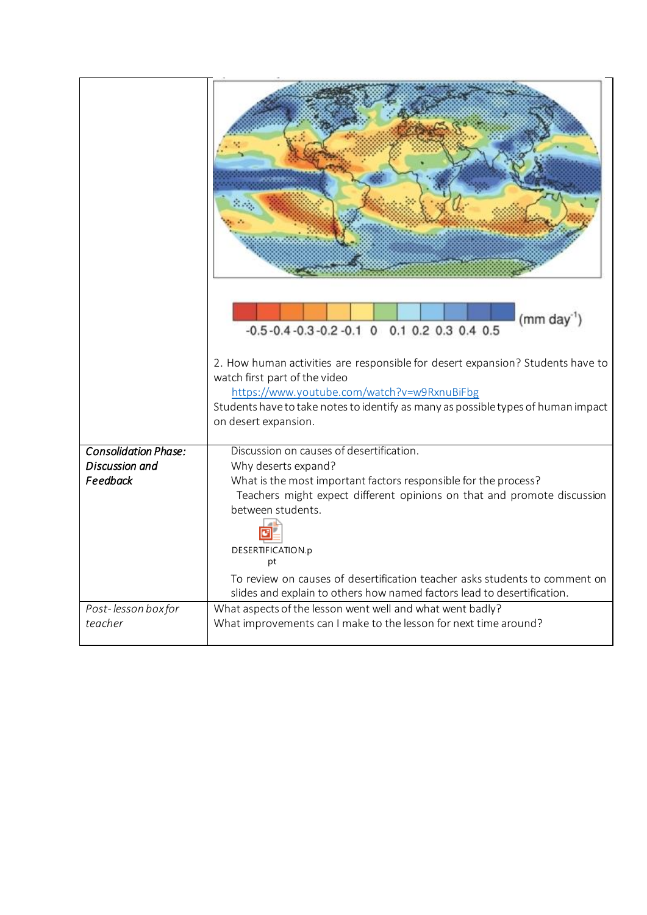| | |
|---|---|
| | (mm day$^{-1}$)<br>-0.5 -0.4 -0.3 -0.2 -0.1 0 0.1 0.2 0.3 0.4 0.5<br><br>2. How human activities are responsible for desert expansion? Students have to watch first part of the video<br>https://www.youtube.com/watch?v=w9RxnuBiFbg<br>Students have to take notes to identify as many as possible types of human impact on desert expansion. |
| *Consolidation Phase: Discussion and Feedback* | Discussion on causes of desertification.<br>Why deserts expand?<br>What is the most important factors responsible for the process?<br>Teachers might expect different opinions on that and promote discussion between students.<br>DESERTIFICATION.ppt<br>To review on causes of desertification teacher asks students to comment on slides and explain to others how named factors lead to desertification. |
| *Post-lesson box for teacher* | What aspects of the lesson went well and what went badly?<br>What improvements can I make to the lesson for next time around? |